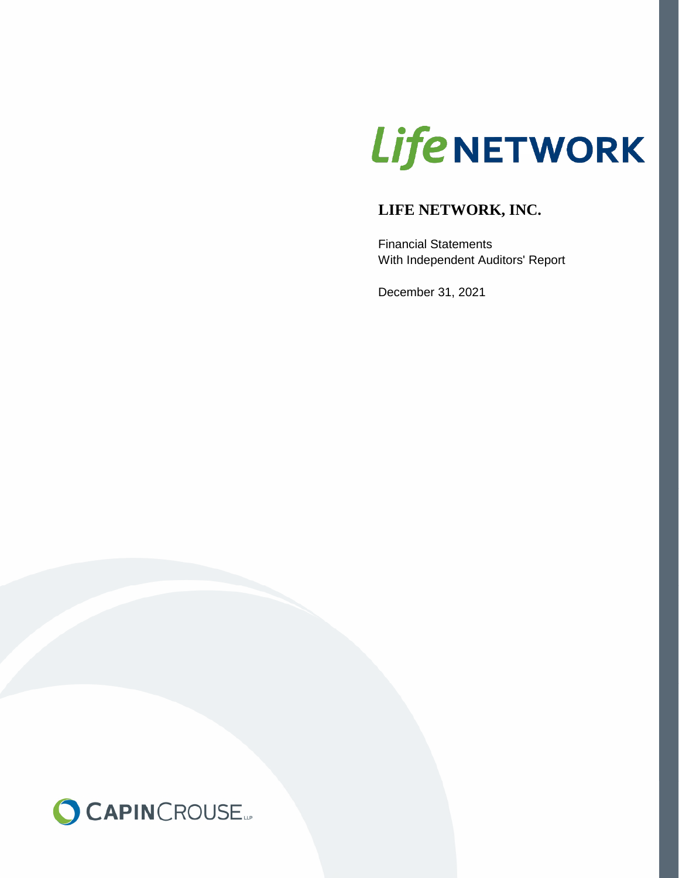# Life NETWORK

## LIFE NETWORK, INC.

Financial Statements
With Independent Auditors' Report

December 31, 2021

CAPINCROUSE LLP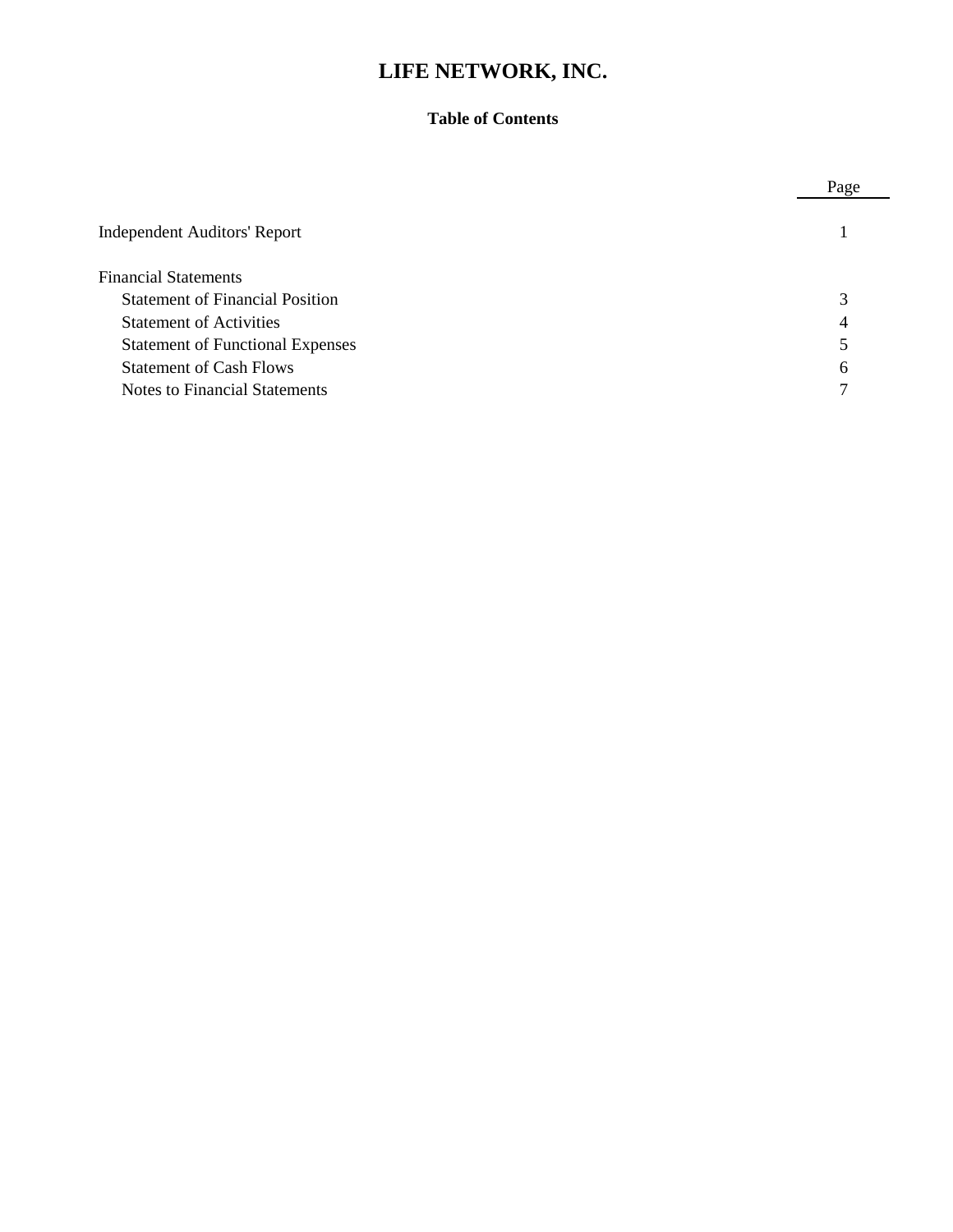# LIFE NETWORK, INC.

## Table of Contents

| | Page |
|---|---|
| Independent Auditors' Report | 1 |
| Financial Statements | |
| Statement of Financial Position | 3 |
| Statement of Activities | 4 |
| Statement of Functional Expenses | 5 |
| Statement of Cash Flows | 6 |
| Notes to Financial Statements | 7 |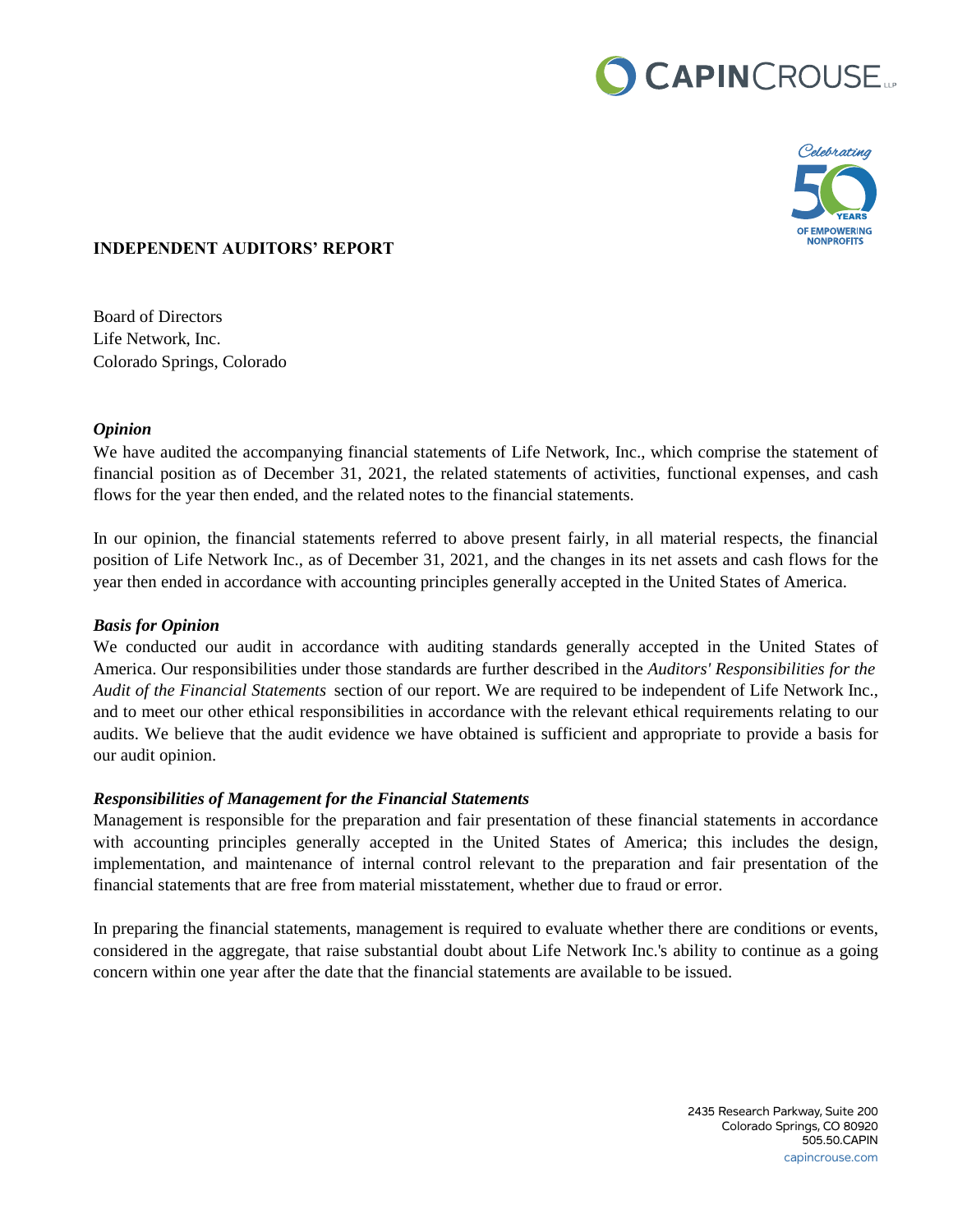**INDEPENDENT AUDITORS' REPORT**

Board of Directors
Life Network, Inc.
Colorado Springs, Colorado

***Opinion***

We have audited the accompanying financial statements of Life Network, Inc., which comprise the statement of financial position as of December 31, 2021, the related statements of activities, functional expenses, and cash flows for the year then ended, and the related notes to the financial statements.

In our opinion, the financial statements referred to above present fairly, in all material respects, the financial position of Life Network Inc., as of December 31, 2021, and the changes in its net assets and cash flows for the year then ended in accordance with accounting principles generally accepted in the United States of America.

***Basis for Opinion***

We conducted our audit in accordance with auditing standards generally accepted in the United States of America. Our responsibilities under those standards are further described in the *Auditors' Responsibilities for the Audit of the Financial Statements* section of our report. We are required to be independent of Life Network Inc., and to meet our other ethical responsibilities in accordance with the relevant ethical requirements relating to our audits. We believe that the audit evidence we have obtained is sufficient and appropriate to provide a basis for our audit opinion.

***Responsibilities of Management for the Financial Statements***

Management is responsible for the preparation and fair presentation of these financial statements in accordance with accounting principles generally accepted in the United States of America; this includes the design, implementation, and maintenance of internal control relevant to the preparation and fair presentation of the financial statements that are free from material misstatement, whether due to fraud or error.

In preparing the financial statements, management is required to evaluate whether there are conditions or events, considered in the aggregate, that raise substantial doubt about Life Network Inc.'s ability to continue as a going concern within one year after the date that the financial statements are available to be issued.

2435 Research Parkway, Suite 200
Colorado Springs, CO 80920
505.50.CAPIN
capincrouse.com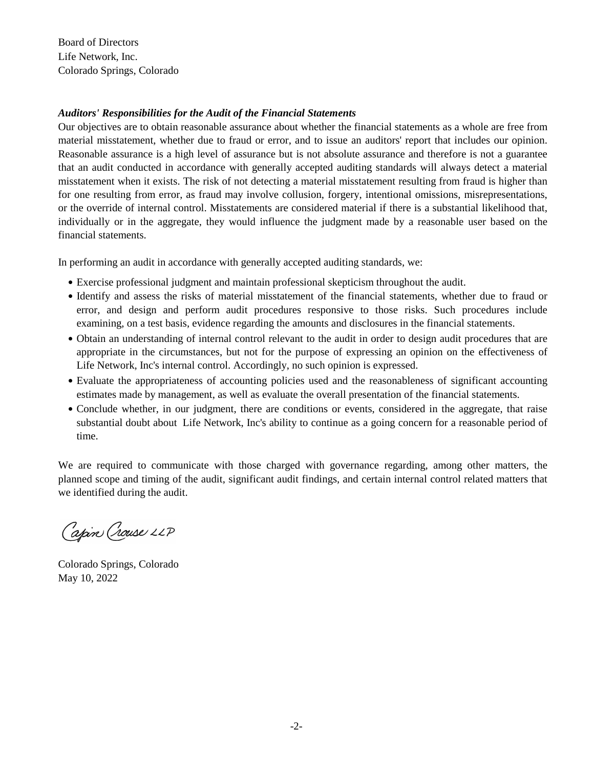Board of Directors
Life Network, Inc.
Colorado Springs, Colorado

***Auditors' Responsibilities for the Audit of the Financial Statements***

Our objectives are to obtain reasonable assurance about whether the financial statements as a whole are free from material misstatement, whether due to fraud or error, and to issue an auditors' report that includes our opinion. Reasonable assurance is a high level of assurance but is not absolute assurance and therefore is not a guarantee that an audit conducted in accordance with generally accepted auditing standards will always detect a material misstatement when it exists. The risk of not detecting a material misstatement resulting from fraud is higher than for one resulting from error, as fraud may involve collusion, forgery, intentional omissions, misrepresentations, or the override of internal control. Misstatements are considered material if there is a substantial likelihood that, individually or in the aggregate, they would influence the judgment made by a reasonable user based on the financial statements.

In performing an audit in accordance with generally accepted auditing standards, we:

- Exercise professional judgment and maintain professional skepticism throughout the audit.
- Identify and assess the risks of material misstatement of the financial statements, whether due to fraud or error, and design and perform audit procedures responsive to those risks. Such procedures include examining, on a test basis, evidence regarding the amounts and disclosures in the financial statements.
- Obtain an understanding of internal control relevant to the audit in order to design audit procedures that are appropriate in the circumstances, but not for the purpose of expressing an opinion on the effectiveness of Life Network, Inc's internal control. Accordingly, no such opinion is expressed.
- Evaluate the appropriateness of accounting policies used and the reasonableness of significant accounting estimates made by management, as well as evaluate the overall presentation of the financial statements.
- Conclude whether, in our judgment, there are conditions or events, considered in the aggregate, that raise substantial doubt about Life Network, Inc's ability to continue as a going concern for a reasonable period of time.

We are required to communicate with those charged with governance regarding, among other matters, the planned scope and timing of the audit, significant audit findings, and certain internal control related matters that we identified during the audit.

Capin Crouse LLP

Colorado Springs, Colorado
May 10, 2022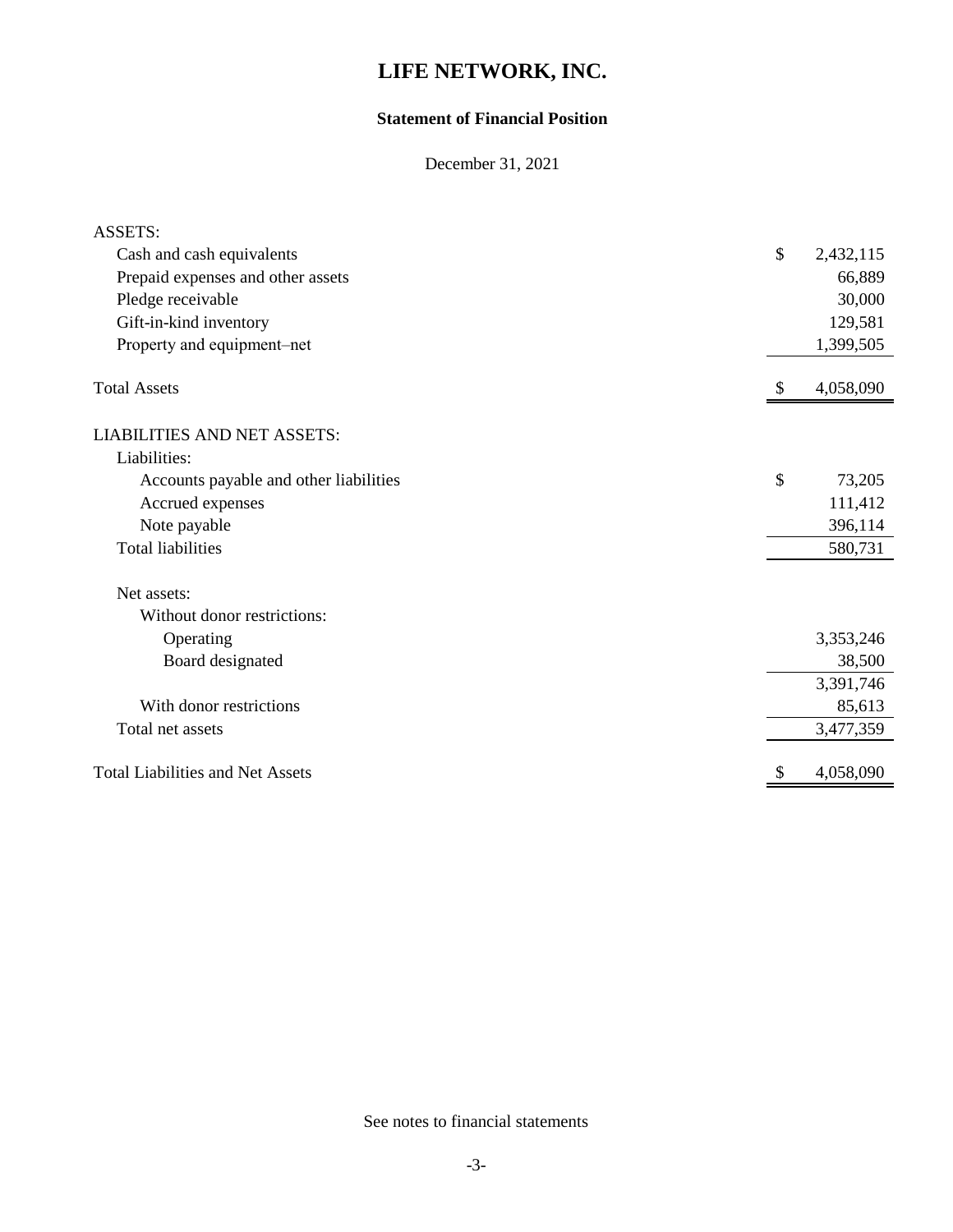# LIFE NETWORK, INC.

## Statement of Financial Position

December 31, 2021

| | |
|---|---|
| ASSETS: | |
| Cash and cash equivalents | $ 2,432,115 |
| Prepaid expenses and other assets | 66,889 |
| Pledge receivable | 30,000 |
| Gift-in-kind inventory | 129,581 |
| Property and equipment–net | 1,399,505 |
| Total Assets | $ 4,058,090 |
| LIABILITIES AND NET ASSETS: | |
| Liabilities: | |
| Accounts payable and other liabilities | $ 73,205 |
| Accrued expenses | 111,412 |
| Note payable | 396,114 |
| Total liabilities | 580,731 |
| Net assets: | |
| Without donor restrictions: | |
| Operating | 3,353,246 |
| Board designated | 38,500 |
| | 3,391,746 |
| With donor restrictions | 85,613 |
| Total net assets | 3,477,359 |
| Total Liabilities and Net Assets | $ 4,058,090 |

See notes to financial statements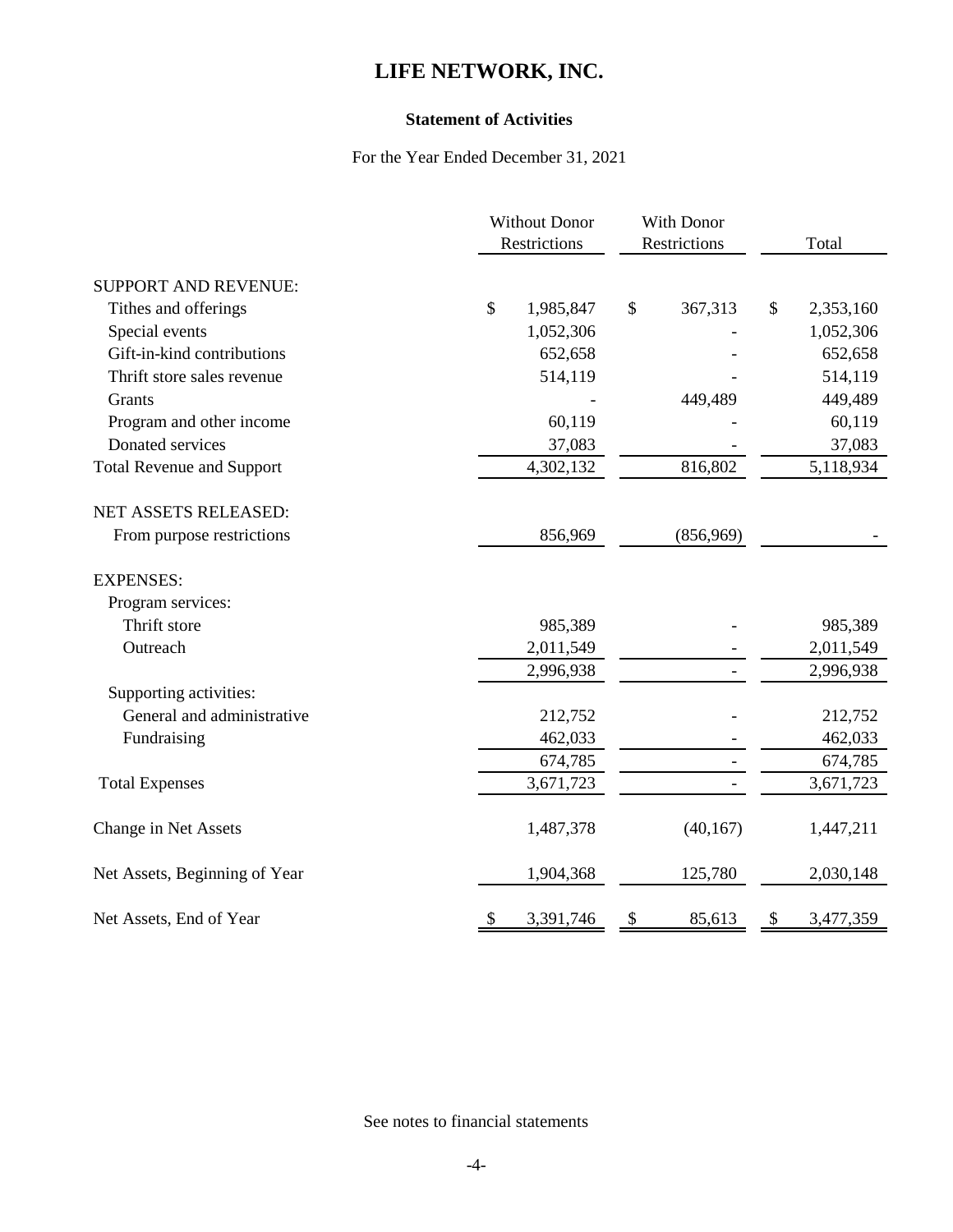# LIFE NETWORK, INC.

## Statement of Activities

For the Year Ended December 31, 2021

| | Without Donor Restrictions | With Donor Restrictions | Total |
|---|---|---|---|
| SUPPORT AND REVENUE: | | | |
| Tithes and offerings | $ 1,985,847 | $ 367,313 | $ 2,353,160 |
| Special events | 1,052,306 | - | 1,052,306 |
| Gift-in-kind contributions | 652,658 | - | 652,658 |
| Thrift store sales revenue | 514,119 | - | 514,119 |
| Grants | - | 449,489 | 449,489 |
| Program and other income | 60,119 | - | 60,119 |
| Donated services | 37,083 | - | 37,083 |
| Total Revenue and Support | 4,302,132 | 816,802 | 5,118,934 |
| NET ASSETS RELEASED: | | | |
| From purpose restrictions | 856,969 | (856,969) | - |
| EXPENSES: | | | |
| Program services: | | | |
| Thrift store | 985,389 | - | 985,389 |
| Outreach | 2,011,549 | - | 2,011,549 |
| | 2,996,938 | - | 2,996,938 |
| Supporting activities: | | | |
| General and administrative | 212,752 | - | 212,752 |
| Fundraising | 462,033 | - | 462,033 |
| | 674,785 | - | 674,785 |
| Total Expenses | 3,671,723 | - | 3,671,723 |
| Change in Net Assets | 1,487,378 | (40,167) | 1,447,211 |
| Net Assets, Beginning of Year | 1,904,368 | 125,780 | 2,030,148 |
| Net Assets, End of Year | $ 3,391,746 | $ 85,613 | $ 3,477,359 |

See notes to financial statements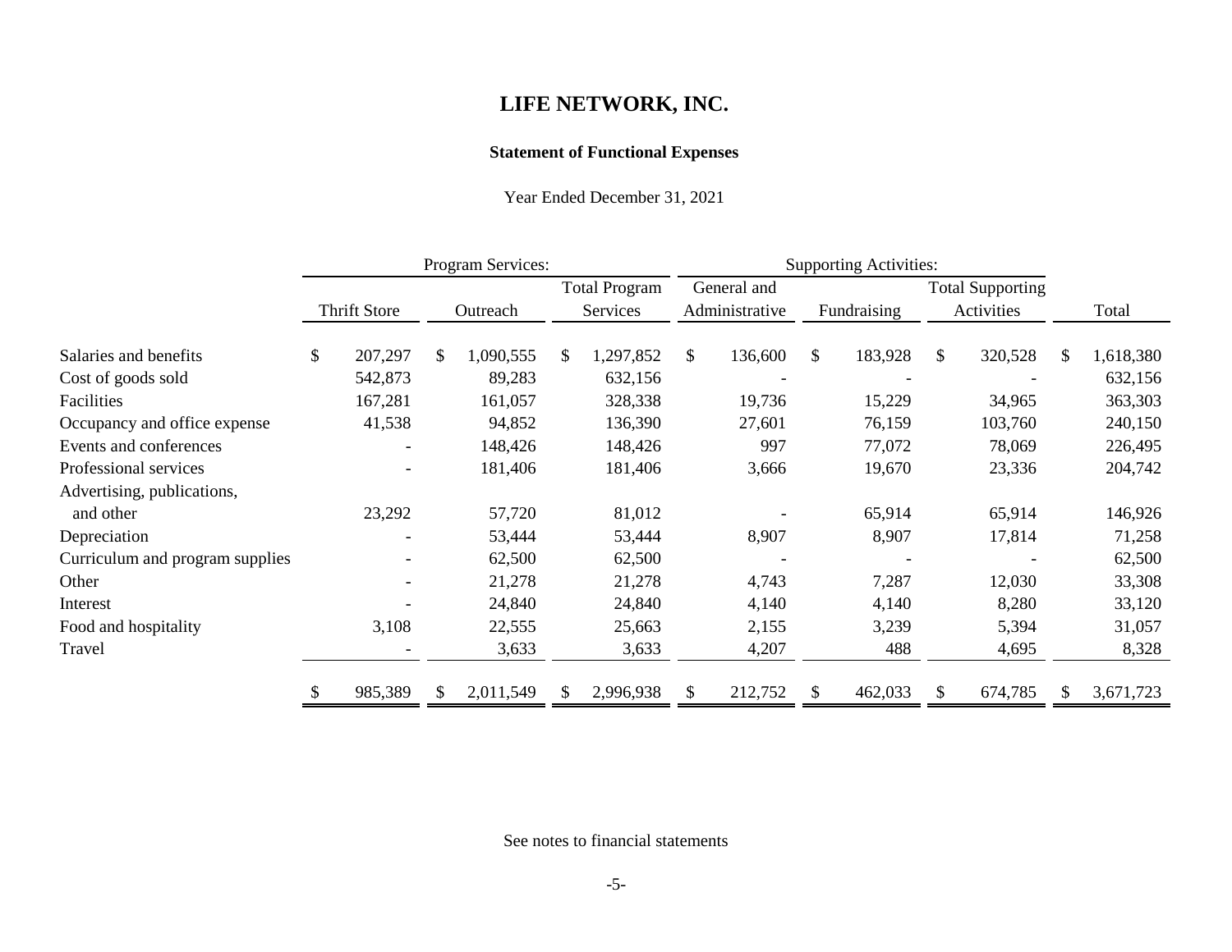# LIFE NETWORK, INC.

## Statement of Functional Expenses

Year Ended December 31, 2021

| | Program Services: | | | Supporting Activities: | | | |
|---|---|---|---|---|---|---|---|
| | Thrift Store | Outreach | Total Program Services | General and Administrative | Fundraising | Total Supporting Activities | Total |
| Salaries and benefits | $ 207,297 | $ 1,090,555 | $ 1,297,852 | $ 136,600 | $ 183,928 | $ 320,528 | $ 1,618,380 |
| Cost of goods sold | 542,873 | 89,283 | 632,156 | - | - | - | 632,156 |
| Facilities | 167,281 | 161,057 | 328,338 | 19,736 | 15,229 | 34,965 | 363,303 |
| Occupancy and office expense | 41,538 | 94,852 | 136,390 | 27,601 | 76,159 | 103,760 | 240,150 |
| Events and conferences | - | 148,426 | 148,426 | 997 | 77,072 | 78,069 | 226,495 |
| Professional services | - | 181,406 | 181,406 | 3,666 | 19,670 | 23,336 | 204,742 |
| Advertising, publications, and other | 23,292 | 57,720 | 81,012 | - | 65,914 | 65,914 | 146,926 |
| Depreciation | - | 53,444 | 53,444 | 8,907 | 8,907 | 17,814 | 71,258 |
| Curriculum and program supplies | - | 62,500 | 62,500 | - | - | - | 62,500 |
| Other | - | 21,278 | 21,278 | 4,743 | 7,287 | 12,030 | 33,308 |
| Interest | - | 24,840 | 24,840 | 4,140 | 4,140 | 8,280 | 33,120 |
| Food and hospitality | 3,108 | 22,555 | 25,663 | 2,155 | 3,239 | 5,394 | 31,057 |
| Travel | - | 3,633 | 3,633 | 4,207 | 488 | 4,695 | 8,328 |
| | $ 985,389 | $ 2,011,549 | $ 2,996,938 | $ 212,752 | $ 462,033 | $ 674,785 | $ 3,671,723 |

See notes to financial statements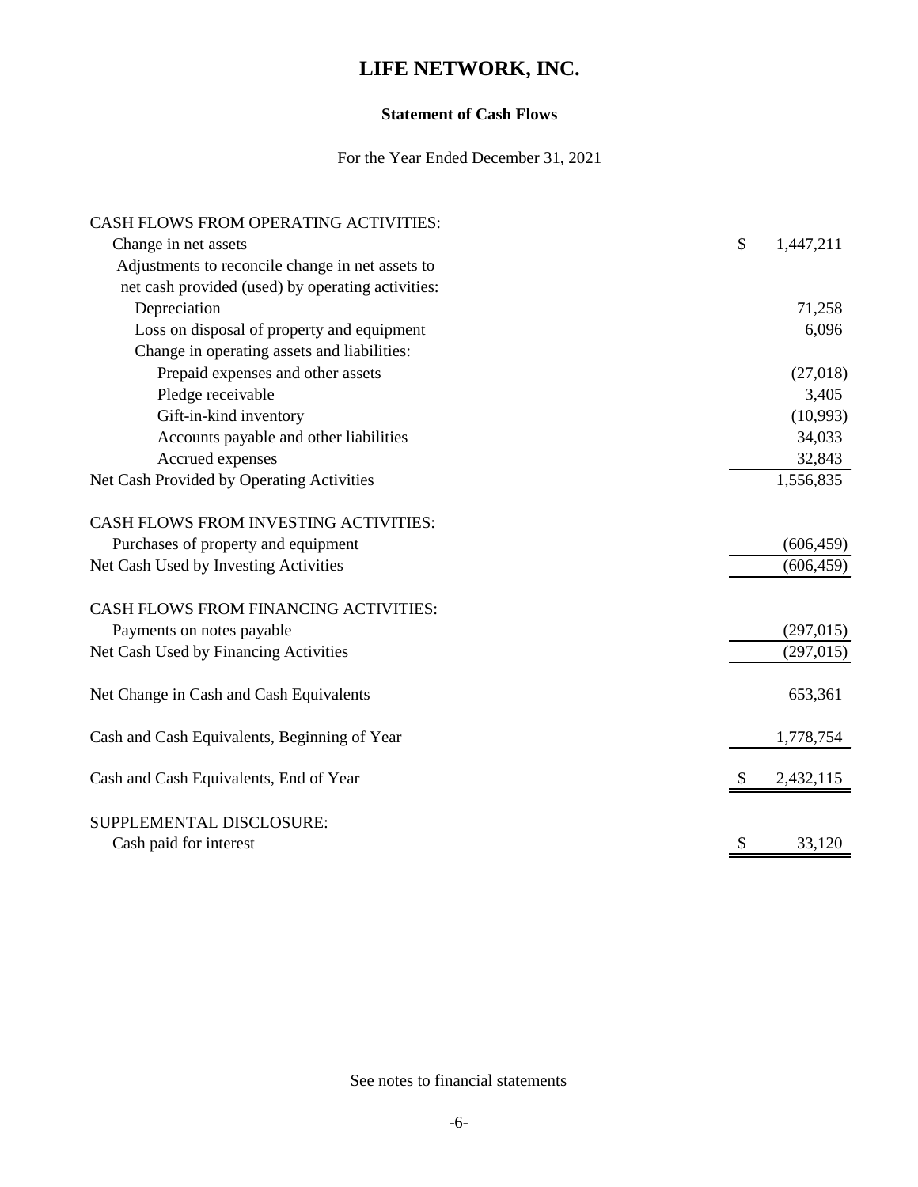# LIFE NETWORK, INC.

## Statement of Cash Flows

For the Year Ended December 31, 2021

| | |
|---|---|
| CASH FLOWS FROM OPERATING ACTIVITIES: | |
| Change in net assets | $ 1,447,211 |
| Adjustments to reconcile change in net assets to net cash provided (used) by operating activities: | |
| Depreciation | 71,258 |
| Loss on disposal of property and equipment | 6,096 |
| Change in operating assets and liabilities: | |
| Prepaid expenses and other assets | (27,018) |
| Pledge receivable | 3,405 |
| Gift-in-kind inventory | (10,993) |
| Accounts payable and other liabilities | 34,033 |
| Accrued expenses | 32,843 |
| Net Cash Provided by Operating Activities | 1,556,835 |
| CASH FLOWS FROM INVESTING ACTIVITIES: | |
| Purchases of property and equipment | (606,459) |
| Net Cash Used by Investing Activities | (606,459) |
| CASH FLOWS FROM FINANCING ACTIVITIES: | |
| Payments on notes payable | (297,015) |
| Net Cash Used by Financing Activities | (297,015) |
| Net Change in Cash and Cash Equivalents | 653,361 |
| Cash and Cash Equivalents, Beginning of Year | 1,778,754 |
| Cash and Cash Equivalents, End of Year | $ 2,432,115 |
| SUPPLEMENTAL DISCLOSURE: | |
| Cash paid for interest | $ 33,120 |

See notes to financial statements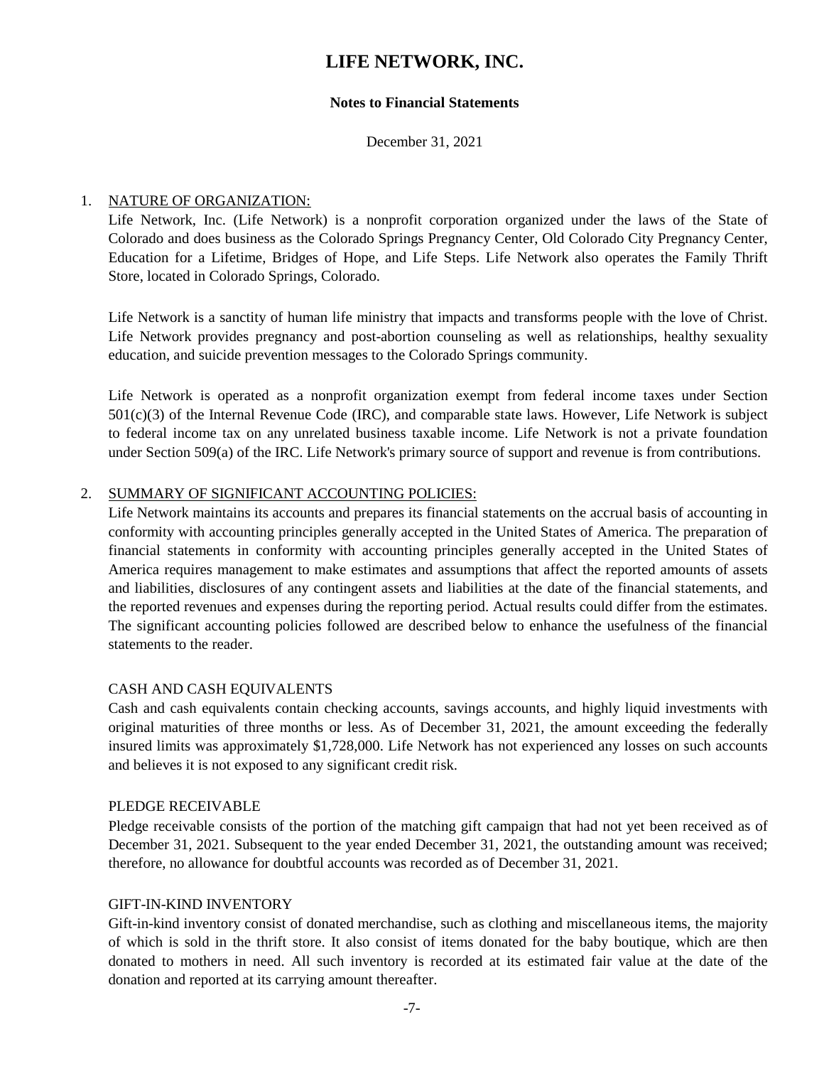# LIFE NETWORK, INC.

**Notes to Financial Statements**

December 31, 2021

1. NATURE OF ORGANIZATION:

   Life Network, Inc. (Life Network) is a nonprofit corporation organized under the laws of the State of Colorado and does business as the Colorado Springs Pregnancy Center, Old Colorado City Pregnancy Center, Education for a Lifetime, Bridges of Hope, and Life Steps. Life Network also operates the Family Thrift Store, located in Colorado Springs, Colorado.

   Life Network is a sanctity of human life ministry that impacts and transforms people with the love of Christ. Life Network provides pregnancy and post-abortion counseling as well as relationships, healthy sexuality education, and suicide prevention messages to the Colorado Springs community.

   Life Network is operated as a nonprofit organization exempt from federal income taxes under Section 501(c)(3) of the Internal Revenue Code (IRC), and comparable state laws. However, Life Network is subject to federal income tax on any unrelated business taxable income. Life Network is not a private foundation under Section 509(a) of the IRC. Life Network's primary source of support and revenue is from contributions.

2. SUMMARY OF SIGNIFICANT ACCOUNTING POLICIES:

   Life Network maintains its accounts and prepares its financial statements on the accrual basis of accounting in conformity with accounting principles generally accepted in the United States of America. The preparation of financial statements in conformity with accounting principles generally accepted in the United States of America requires management to make estimates and assumptions that affect the reported amounts of assets and liabilities, disclosures of any contingent assets and liabilities at the date of the financial statements, and the reported revenues and expenses during the reporting period. Actual results could differ from the estimates. The significant accounting policies followed are described below to enhance the usefulness of the financial statements to the reader.

   CASH AND CASH EQUIVALENTS

   Cash and cash equivalents contain checking accounts, savings accounts, and highly liquid investments with original maturities of three months or less. As of December 31, 2021, the amount exceeding the federally insured limits was approximately $1,728,000. Life Network has not experienced any losses on such accounts and believes it is not exposed to any significant credit risk.

   PLEDGE RECEIVABLE

   Pledge receivable consists of the portion of the matching gift campaign that had not yet been received as of December 31, 2021. Subsequent to the year ended December 31, 2021, the outstanding amount was received; therefore, no allowance for doubtful accounts was recorded as of December 31, 2021.

   GIFT-IN-KIND INVENTORY

   Gift-in-kind inventory consist of donated merchandise, such as clothing and miscellaneous items, the majority of which is sold in the thrift store. It also consist of items donated for the baby boutique, which are then donated to mothers in need. All such inventory is recorded at its estimated fair value at the date of the donation and reported at its carrying amount thereafter.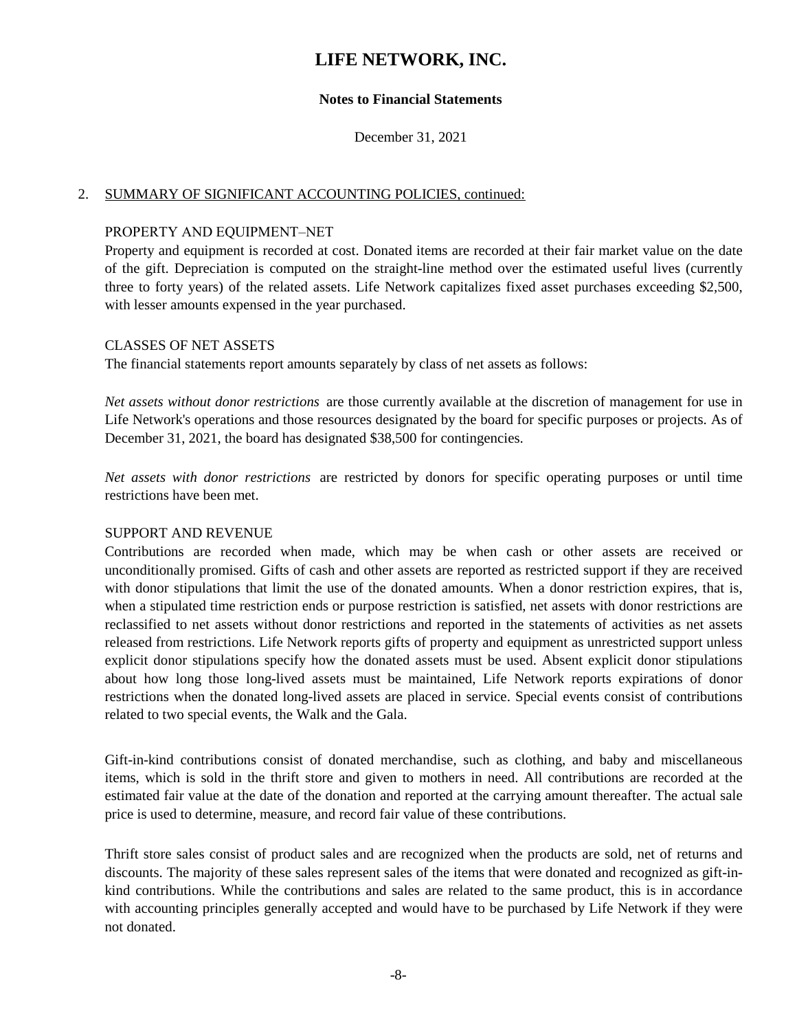# LIFE NETWORK, INC.

**Notes to Financial Statements**

December 31, 2021

2. SUMMARY OF SIGNIFICANT ACCOUNTING POLICIES, continued:

PROPERTY AND EQUIPMENT–NET

Property and equipment is recorded at cost. Donated items are recorded at their fair market value on the date of the gift. Depreciation is computed on the straight-line method over the estimated useful lives (currently three to forty years) of the related assets. Life Network capitalizes fixed asset purchases exceeding $2,500, with lesser amounts expensed in the year purchased.

CLASSES OF NET ASSETS

The financial statements report amounts separately by class of net assets as follows:

*Net assets without donor restrictions* are those currently available at the discretion of management for use in Life Network's operations and those resources designated by the board for specific purposes or projects. As of December 31, 2021, the board has designated $38,500 for contingencies.

*Net assets with donor restrictions* are restricted by donors for specific operating purposes or until time restrictions have been met.

SUPPORT AND REVENUE

Contributions are recorded when made, which may be when cash or other assets are received or unconditionally promised. Gifts of cash and other assets are reported as restricted support if they are received with donor stipulations that limit the use of the donated amounts. When a donor restriction expires, that is, when a stipulated time restriction ends or purpose restriction is satisfied, net assets with donor restrictions are reclassified to net assets without donor restrictions and reported in the statements of activities as net assets released from restrictions. Life Network reports gifts of property and equipment as unrestricted support unless explicit donor stipulations specify how the donated assets must be used. Absent explicit donor stipulations about how long those long-lived assets must be maintained, Life Network reports expirations of donor restrictions when the donated long-lived assets are placed in service. Special events consist of contributions related to two special events, the Walk and the Gala.

Gift-in-kind contributions consist of donated merchandise, such as clothing, and baby and miscellaneous items, which is sold in the thrift store and given to mothers in need. All contributions are recorded at the estimated fair value at the date of the donation and reported at the carrying amount thereafter. The actual sale price is used to determine, measure, and record fair value of these contributions.

Thrift store sales consist of product sales and are recognized when the products are sold, net of returns and discounts. The majority of these sales represent sales of the items that were donated and recognized as gift-in-kind contributions. While the contributions and sales are related to the same product, this is in accordance with accounting principles generally accepted and would have to be purchased by Life Network if they were not donated.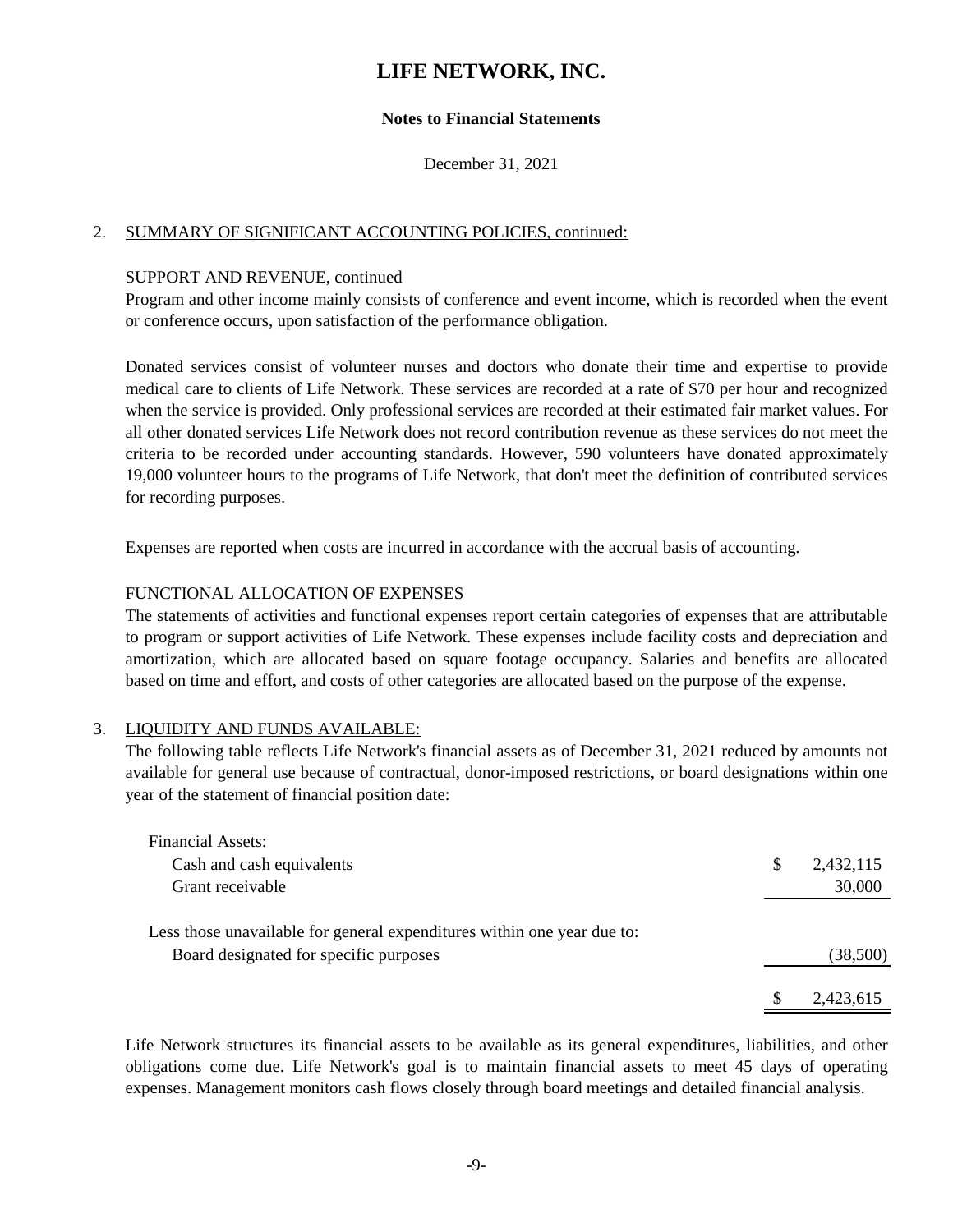# LIFE NETWORK, INC.

**Notes to Financial Statements**

December 31, 2021

2. SUMMARY OF SIGNIFICANT ACCOUNTING POLICIES, continued:

SUPPORT AND REVENUE, continued

Program and other income mainly consists of conference and event income, which is recorded when the event or conference occurs, upon satisfaction of the performance obligation.

Donated services consist of volunteer nurses and doctors who donate their time and expertise to provide medical care to clients of Life Network. These services are recorded at a rate of $70 per hour and recognized when the service is provided. Only professional services are recorded at their estimated fair market values. For all other donated services Life Network does not record contribution revenue as these services do not meet the criteria to be recorded under accounting standards. However, 590 volunteers have donated approximately 19,000 volunteer hours to the programs of Life Network, that don't meet the definition of contributed services for recording purposes.

Expenses are reported when costs are incurred in accordance with the accrual basis of accounting.

FUNCTIONAL ALLOCATION OF EXPENSES

The statements of activities and functional expenses report certain categories of expenses that are attributable to program or support activities of Life Network. These expenses include facility costs and depreciation and amortization, which are allocated based on square footage occupancy. Salaries and benefits are allocated based on time and effort, and costs of other categories are allocated based on the purpose of the expense.

3. LIQUIDITY AND FUNDS AVAILABLE:

The following table reflects Life Network's financial assets as of December 31, 2021 reduced by amounts not available for general use because of contractual, donor-imposed restrictions, or board designations within one year of the statement of financial position date:

| | |
|---|---|
| Financial Assets: | |
| Cash and cash equivalents | $ 2,432,115 |
| Grant receivable | 30,000 |
| Less those unavailable for general expenditures within one year due to: | |
| Board designated for specific purposes | (38,500) |
| | $ 2,423,615 |

Life Network structures its financial assets to be available as its general expenditures, liabilities, and other obligations come due. Life Network's goal is to maintain financial assets to meet 45 days of operating expenses. Management monitors cash flows closely through board meetings and detailed financial analysis.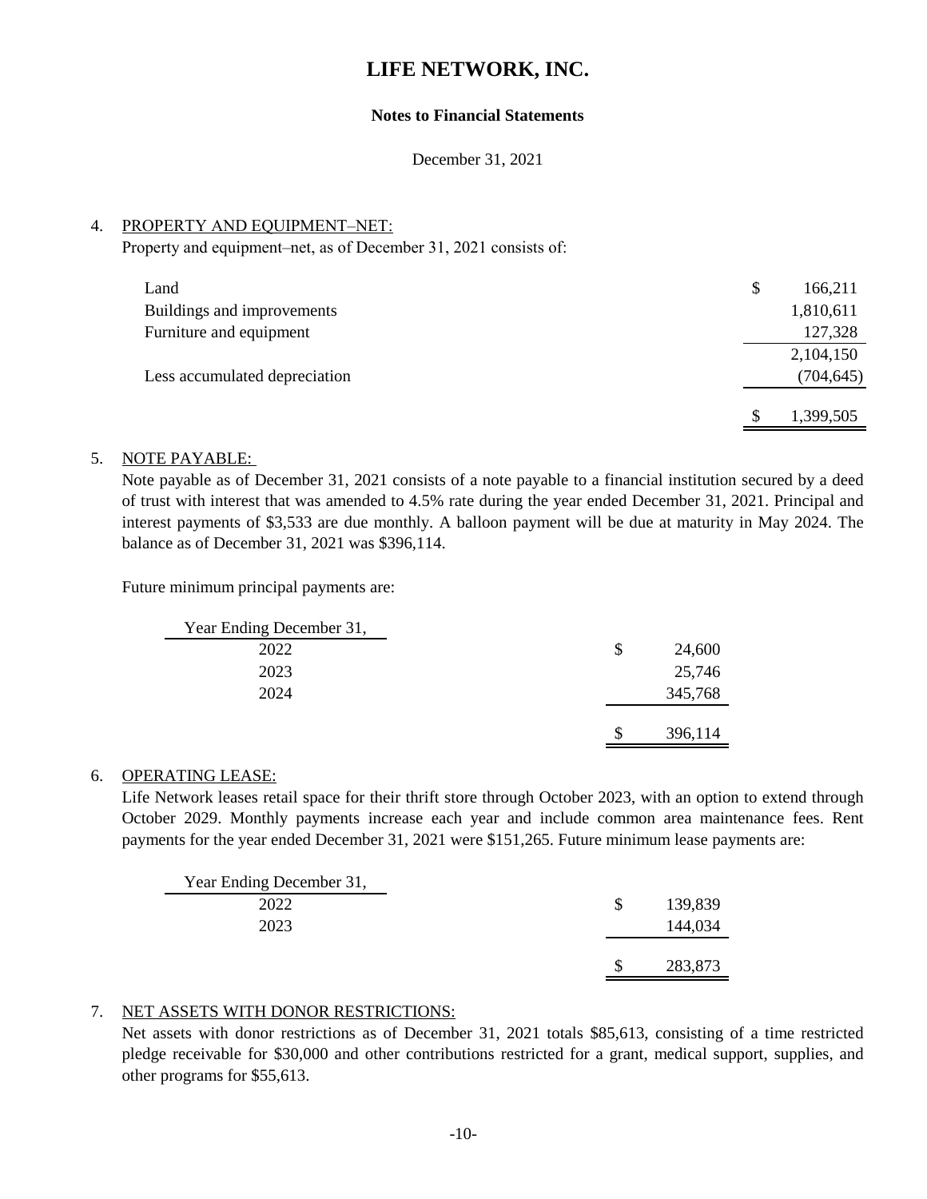# LIFE NETWORK, INC.

**Notes to Financial Statements**

December 31, 2021

4. PROPERTY AND EQUIPMENT–NET:

Property and equipment–net, as of December 31, 2021 consists of:

| | |
|---|---|
| Land | $ 166,211 |
| Buildings and improvements | 1,810,611 |
| Furniture and equipment | 127,328 |
| | 2,104,150 |
| Less accumulated depreciation | (704,645) |
| | $ 1,399,505 |

5. NOTE PAYABLE:

Note payable as of December 31, 2021 consists of a note payable to a financial institution secured by a deed of trust with interest that was amended to 4.5% rate during the year ended December 31, 2021. Principal and interest payments of $3,533 are due monthly. A balloon payment will be due at maturity in May 2024. The balance as of December 31, 2021 was $396,114.

Future minimum principal payments are:

| Year Ending December 31, | |
|---|---|
| 2022 | $ 24,600 |
| 2023 | 25,746 |
| 2024 | 345,768 |
| | $ 396,114 |

6. OPERATING LEASE:

Life Network leases retail space for their thrift store through October 2023, with an option to extend through October 2029. Monthly payments increase each year and include common area maintenance fees. Rent payments for the year ended December 31, 2021 were $151,265. Future minimum lease payments are:

| Year Ending December 31, | |
|---|---|
| 2022 | $ 139,839 |
| 2023 | 144,034 |
| | $ 283,873 |

7. NET ASSETS WITH DONOR RESTRICTIONS:

Net assets with donor restrictions as of December 31, 2021 totals $85,613, consisting of a time restricted pledge receivable for $30,000 and other contributions restricted for a grant, medical support, supplies, and other programs for $55,613.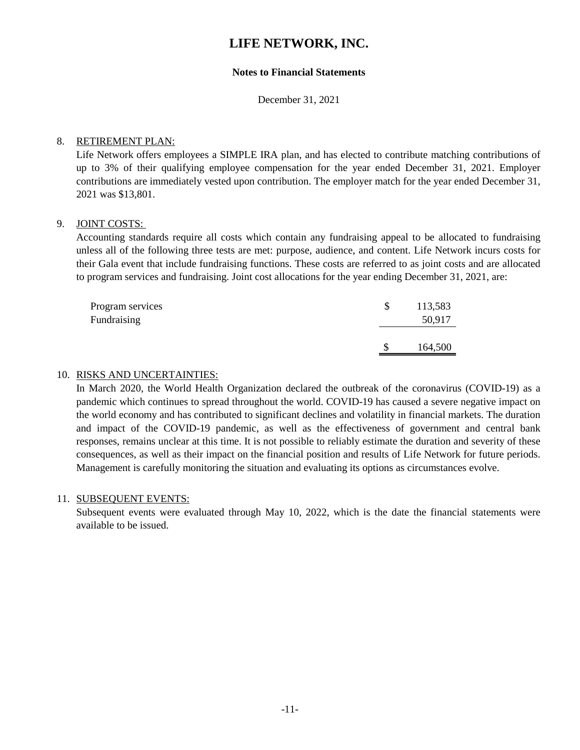# LIFE NETWORK, INC.

**Notes to Financial Statements**

December 31, 2021

8. RETIREMENT PLAN:

   Life Network offers employees a SIMPLE IRA plan, and has elected to contribute matching contributions of up to 3% of their qualifying employee compensation for the year ended December 31, 2021. Employer contributions are immediately vested upon contribution. The employer match for the year ended December 31, 2021 was $13,801.

9. JOINT COSTS:

   Accounting standards require all costs which contain any fundraising appeal to be allocated to fundraising unless all of the following three tests are met: purpose, audience, and content. Life Network incurs costs for their Gala event that include fundraising functions. These costs are referred to as joint costs and are allocated to program services and fundraising. Joint cost allocations for the year ending December 31, 2021, are:

| | |
|---|---|
| Program services | $ 113,583 |
| Fundraising | 50,917 |
| | $ 164,500 |

10. RISKS AND UNCERTAINTIES:

    In March 2020, the World Health Organization declared the outbreak of the coronavirus (COVID-19) as a pandemic which continues to spread throughout the world. COVID-19 has caused a severe negative impact on the world economy and has contributed to significant declines and volatility in financial markets. The duration and impact of the COVID-19 pandemic, as well as the effectiveness of government and central bank responses, remains unclear at this time. It is not possible to reliably estimate the duration and severity of these consequences, as well as their impact on the financial position and results of Life Network for future periods. Management is carefully monitoring the situation and evaluating its options as circumstances evolve.

11. SUBSEQUENT EVENTS:

    Subsequent events were evaluated through May 10, 2022, which is the date the financial statements were available to be issued.